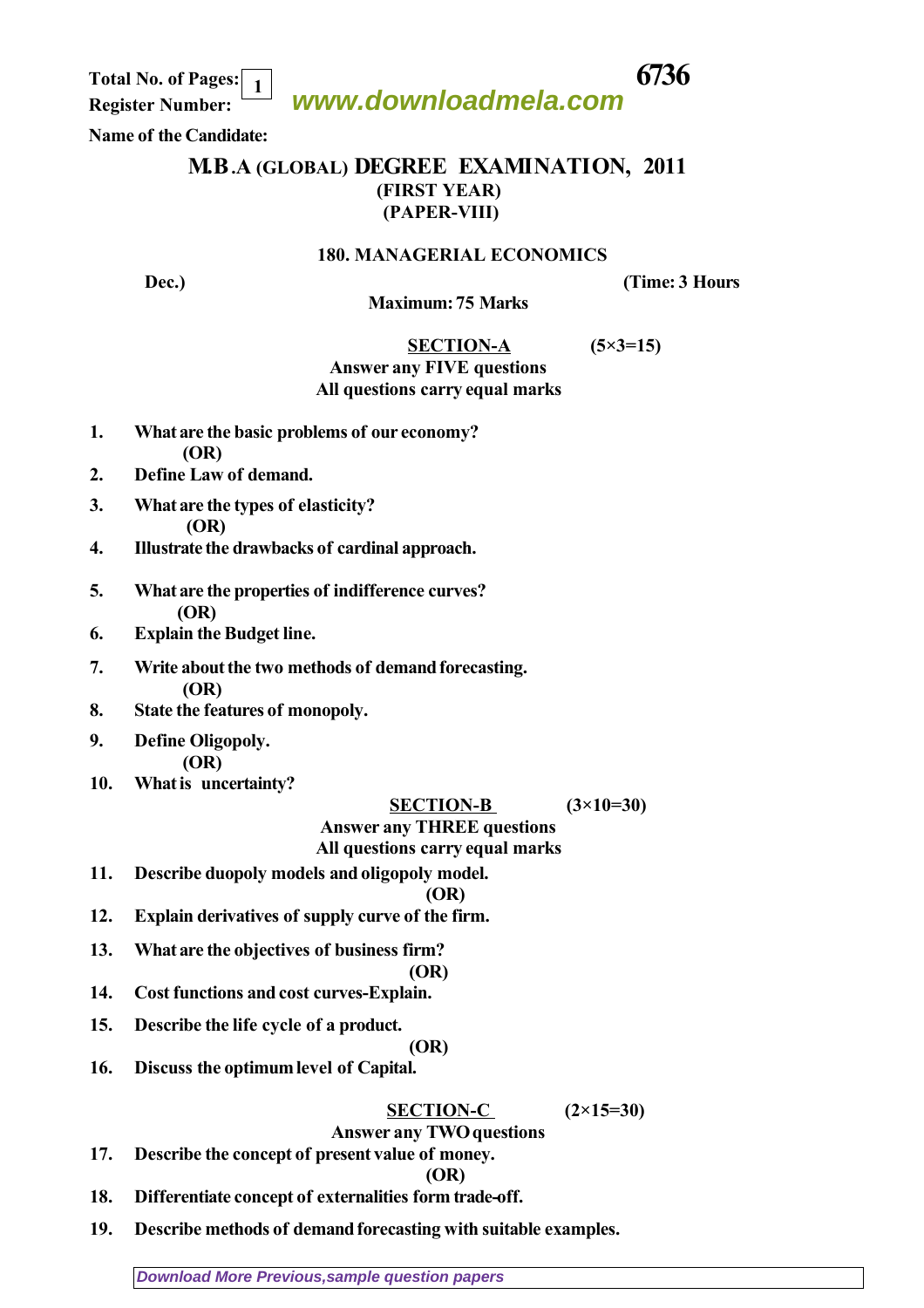**Total No. of Pages: 1** **6736**

**Register Number:**

www.downloadmela.com

**Name of the Candidate:**

# M.B.A (GLOBAL) DEGREE EXAMINATION, 2011

**(FIRST YEAR)**

**(PAPER-VIII)**

## 180. MANAGERIAL ECONOMICS

**Dec.)** **(Time: 3 Hours**

**Maximum: 75 Marks**

### SECTION-A (5×3=15)

**Answer any FIVE questions**

**All questions carry equal marks**

1. What are the basic problems of our economy?

   (OR)

2. Define Law of demand.

3. What are the types of elasticity?

   (OR)

4. Illustrate the drawbacks of cardinal approach.

5. What are the properties of indifference curves?

   (OR)

6. Explain the Budget line.

7. Write about the two methods of demand forecasting.

   (OR)

8. State the features of monopoly.

9. Define Oligopoly.

   (OR)

10. What is uncertainty?

### SECTION-B (3×10=30)

**Answer any THREE questions**

**All questions carry equal marks**

11. Describe duopoly models and oligopoly model.

    (OR)

12. Explain derivatives of supply curve of the firm.

13. What are the objectives of business firm?

    (OR)

14. Cost functions and cost curves-Explain.

15. Describe the life cycle of a product.

    (OR)

16. Discuss the optimum level of Capital.

### SECTION-C (2×15=30)

**Answer any TWO questions**

17. Describe the concept of present value of money.

    (OR)

18. Differentiate concept of externalities form trade-off.

19. Describe methods of demand forecasting with suitable examples.

Download More Previous,sample question papers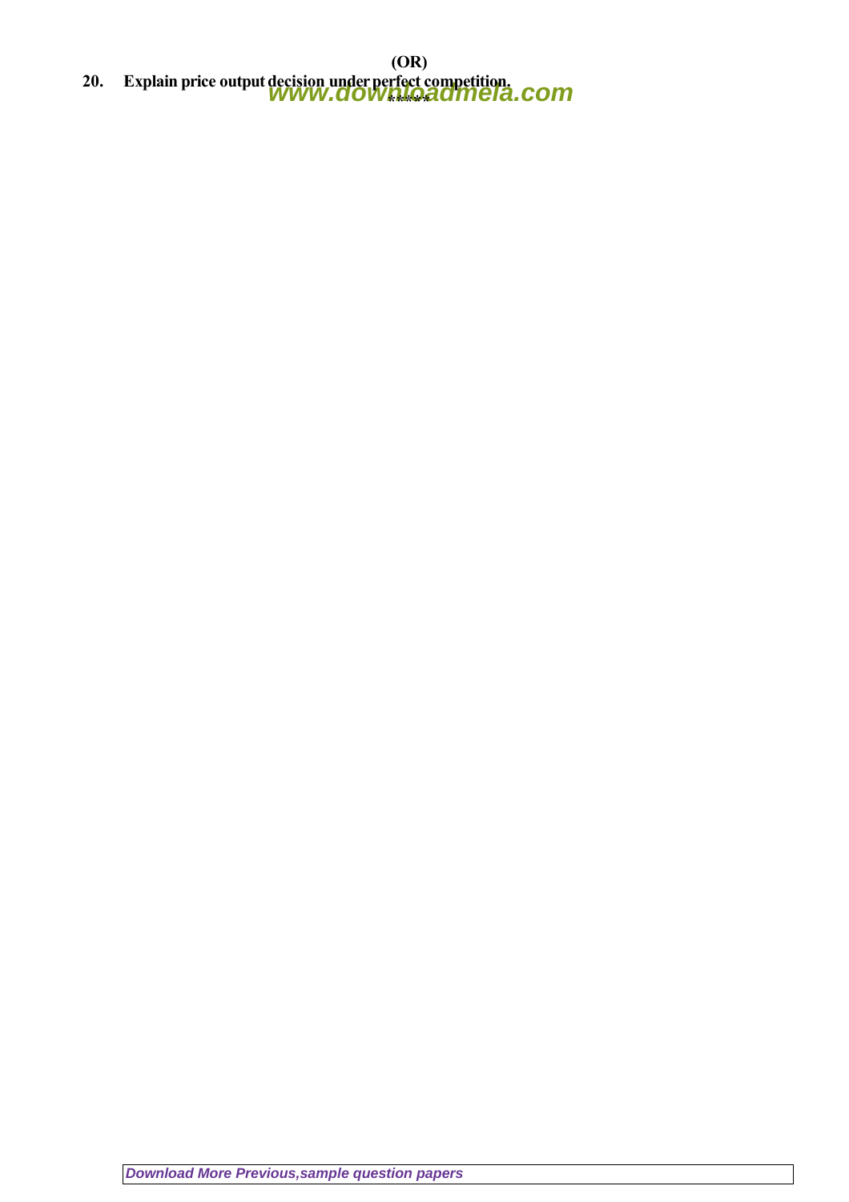**(OR)**

**20. Explain price output decision under perfect competition.**

*****